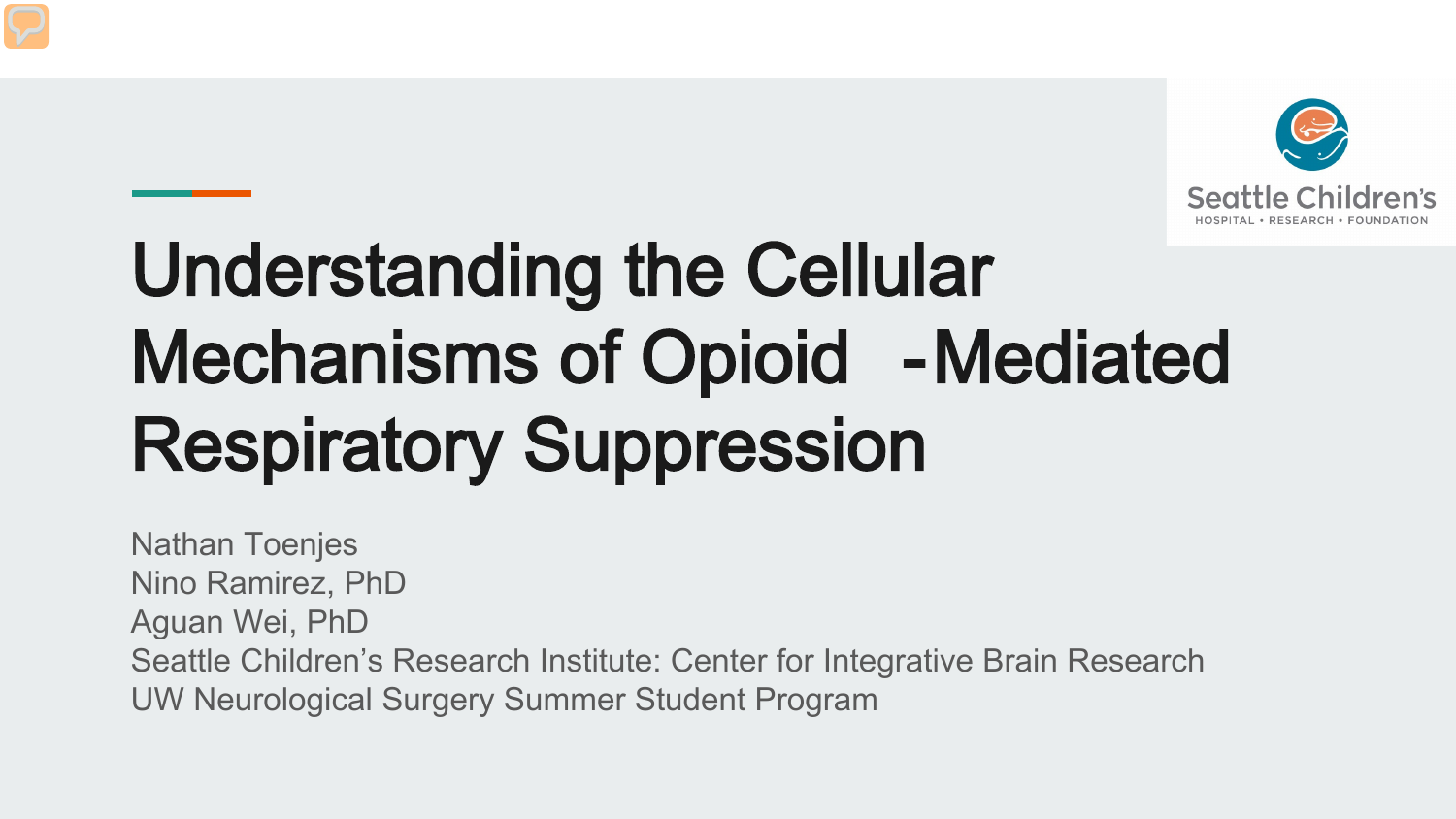# Understanding the Cellular Mechanisms of Opioid -Mediated Respiratory Suppression

Nathan Toenjes
Nino Ramirez, PhD
Aguan Wei, PhD
Seattle Children's Research Institute: Center for Integrative Brain Research
UW Neurological Surgery Summer Student Program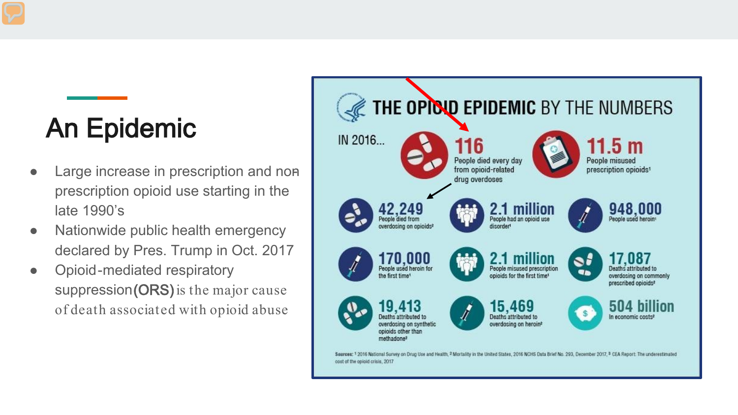# An Epidemic

- Large increase in prescription and non prescription opioid use starting in the late 1990's
- Nationwide public health emergency declared by Pres. Trump in Oct. 2017
- Opioid-mediated respiratory suppression (ORS) is the major cause of death associated with opioid abuse

## THE OPIOID EPIDEMIC BY THE NUMBERS

IN 2016...

- **116** People died every day from opioid-related drug overdoses
- **11.5 m** People misused prescription opioids[1]
- **42,249** People died from overdosing on opioids[2]
- **2.1 million** People had an opioid use disorder[1]
- **948,000** People used heroin[1]
- **170,000** People used heroin for the first time[1]
- **2.1 million** People misused prescription opioids for the first time[1]
- **17,087** Deaths attributed to overdosing on commonly prescribed opioids[2]
- **19,413** Deaths attributed to overdosing on synthetic opioids other than methadone[2]
- **15,469** Deaths attributed to overdosing on heroin[2]
- **504 billion** In economic costs[3]

Sources: [1] 2016 National Survey on Drug Use and Health, [2] Mortality in the United States, 2016 NCHS Data Brief No. 293, December 2017, [3] CEA Report: The underestimated cost of the opioid crisis, 2017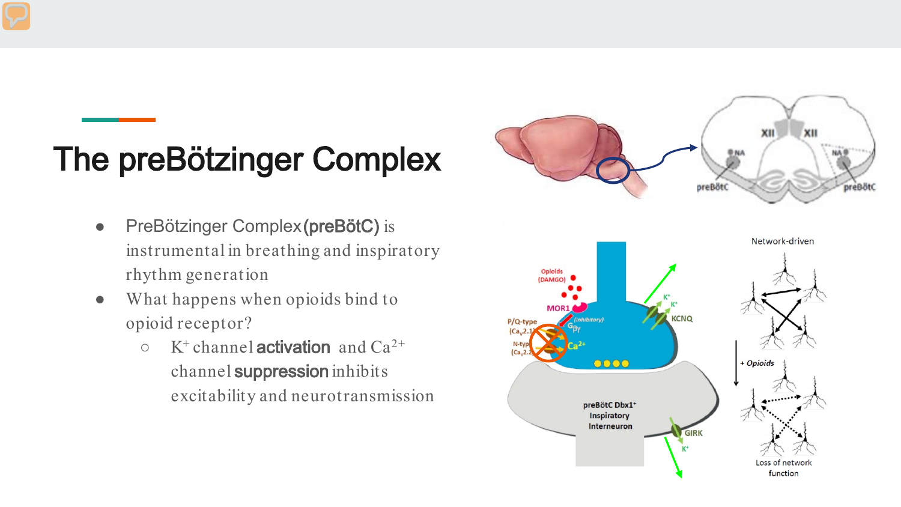# The preBötzinger Complex

- PreBötzinger Complex **(preBötC)** is instrumental in breathing and inspiratory rhythm generation
- What happens when opioids bind to opioid receptor?
  - $K^+$ channel **activation** and $Ca^{2+}$ channel **suppression** inhibits excitability and neurotransmission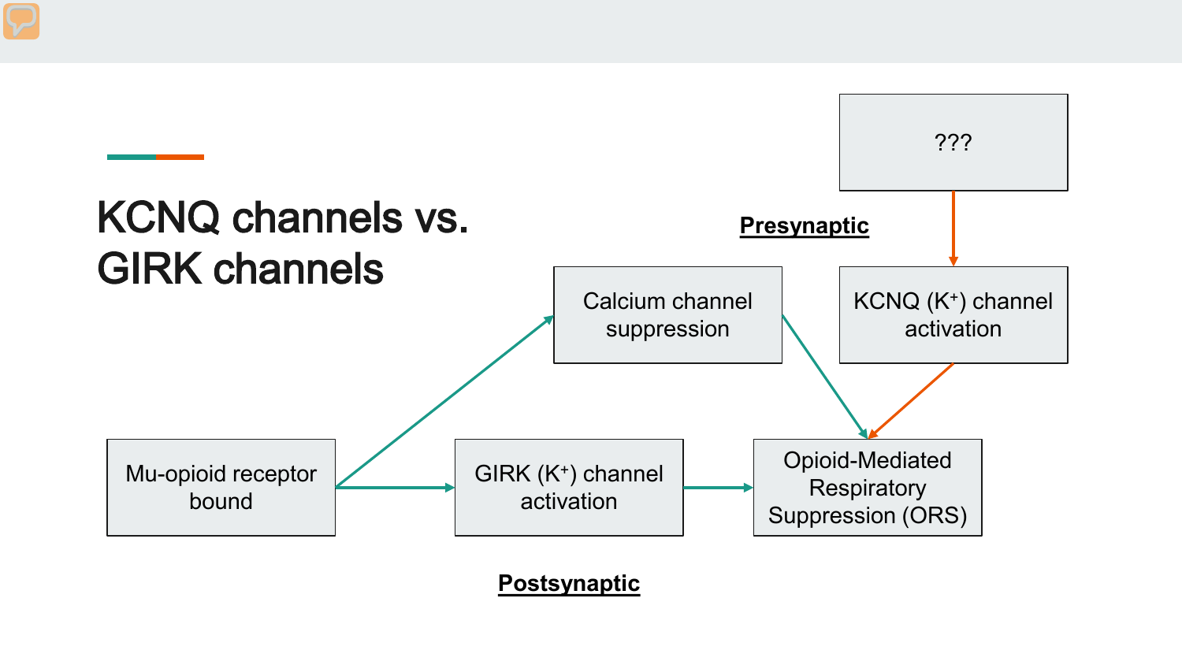# KCNQ channels vs. GIRK channels

**Presynaptic**

- ??? → KCNQ ($K^+$) channel activation
- KCNQ ($K^+$) channel activation → Opioid-Mediated Respiratory Suppression (ORS)
- Mu-opioid receptor bound → Calcium channel suppression
- Calcium channel suppression → Opioid-Mediated Respiratory Suppression (ORS)

**Postsynaptic**

- Mu-opioid receptor bound → GIRK ($K^+$) channel activation
- GIRK ($K^+$) channel activation → Opioid-Mediated Respiratory Suppression (ORS)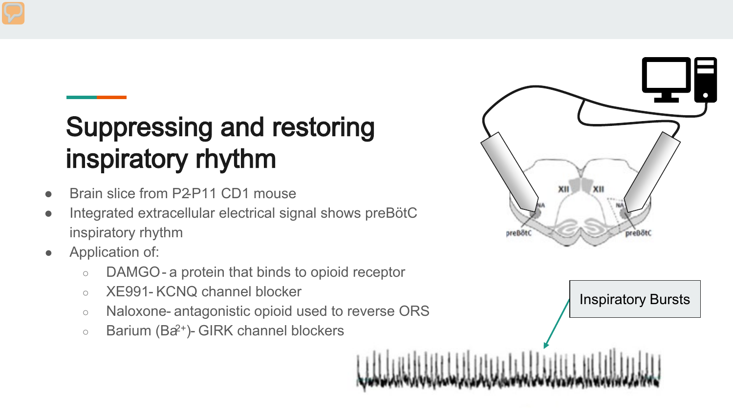# Suppressing and restoring inspiratory rhythm

- Brain slice from P2-P11 CD1 mouse
- Integrated extracellular electrical signal shows preBötC inspiratory rhythm
- Application of:
  - DAMGO - a protein that binds to opioid receptor
  - XE991- KCNQ channel blocker
  - Naloxone- antagonistic opioid used to reverse ORS
  - Barium ($Ba^{2+}$)- GIRK channel blockers

Inspiratory Bursts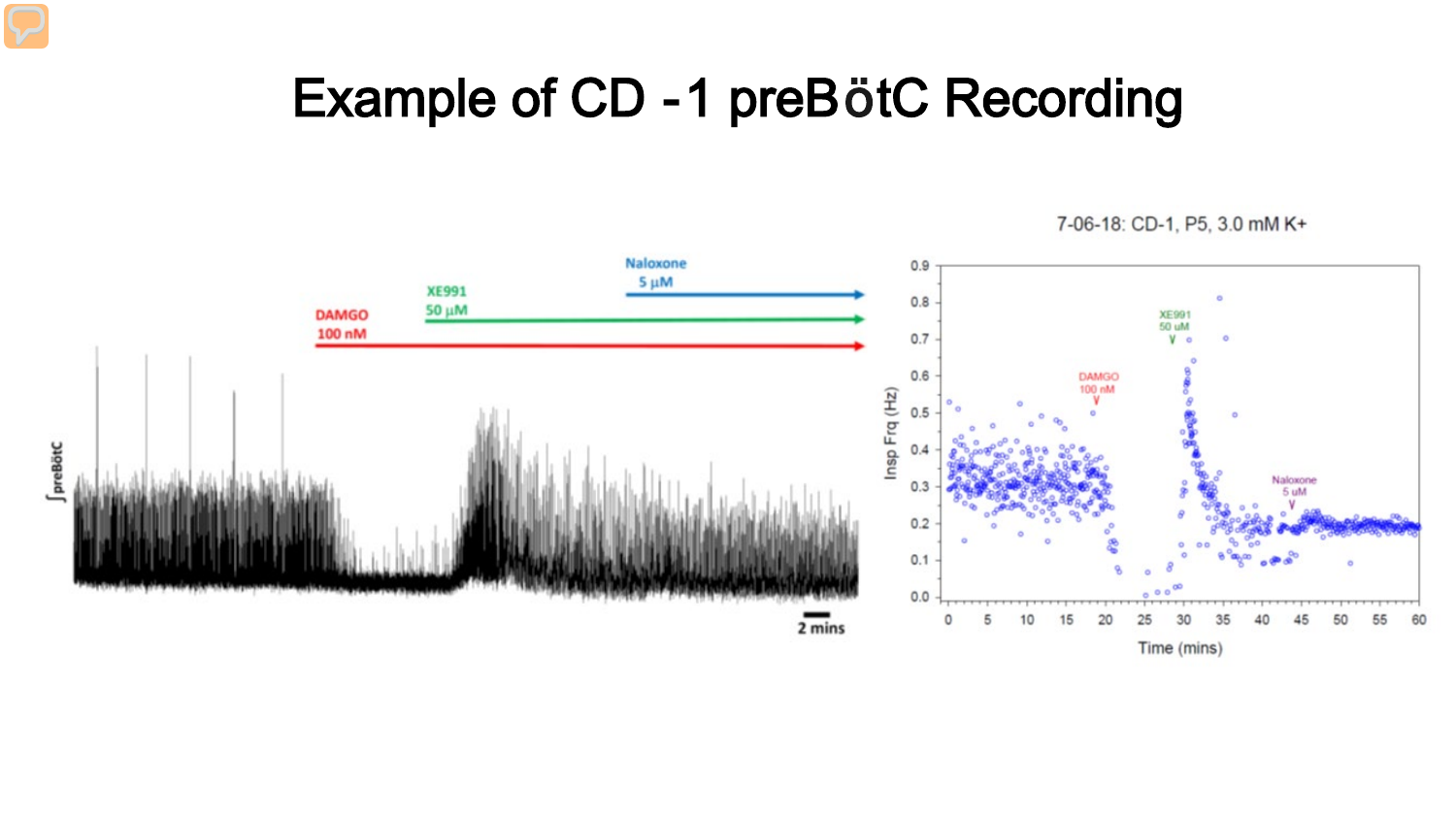# Example of CD -1 preBötC Recording

DAMGO 100 nM

XE991 50 µM

Naloxone 5 µM

∫preBötC

2 mins

7-06-18: CD-1, P5, 3.0 mM K+

Insp Frq (Hz)

Time (mins)

DAMGO 100 nM

XE991 50 uM

Naloxone 5 uM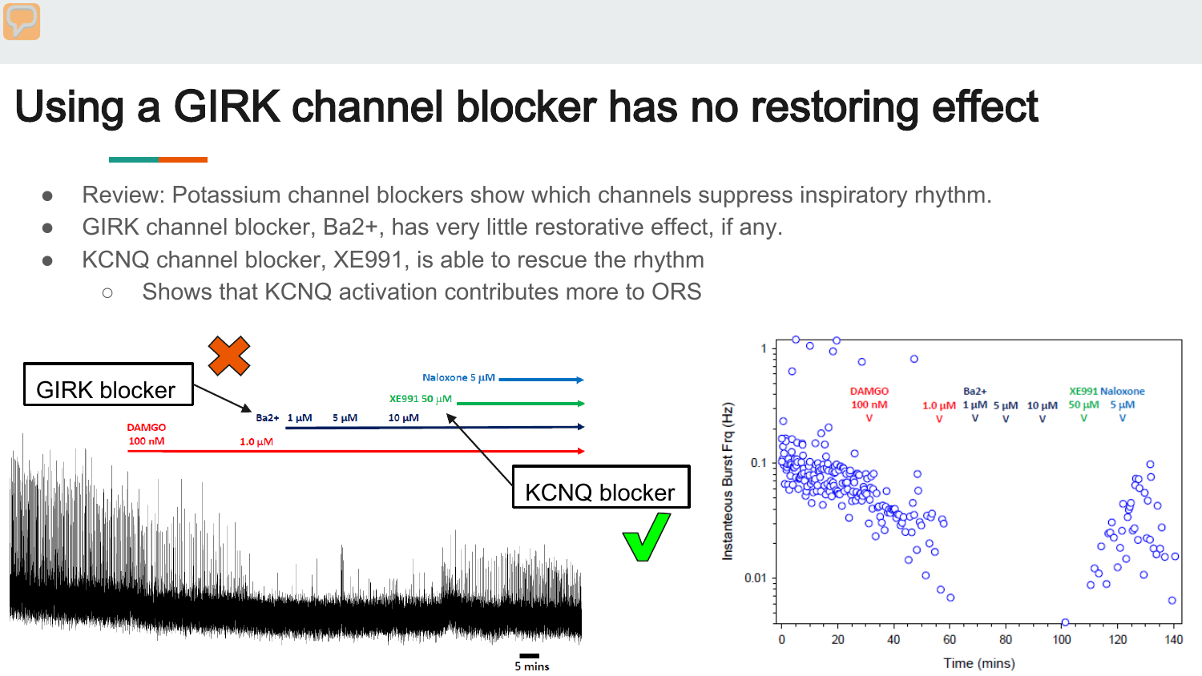# Using a GIRK channel blocker has no restoring effect

- Review: Potassium channel blockers show which channels suppress inspiratory rhythm.
- GIRK channel blocker, $Ba^{2+}$, has very little restorative effect, if any.
- KCNQ channel blocker, XE991, is able to rescue the rhythm
  - Shows that KCNQ activation contributes more to ORS

GIRK blocker

KCNQ blocker

Naloxone 5 μM

XE991 50 μM

Ba2+ 1 μM 5 μM 10 μM

DAMGO 100 nM 1.0 μM

5 mins

DAMGO 100 nM

1.0 μM

Ba2+ 1 μM 5 μM 10 μM

XE991 Naloxone 50 μM 5 μM

Instantaneous Burst Frq (Hz)

Time (mins)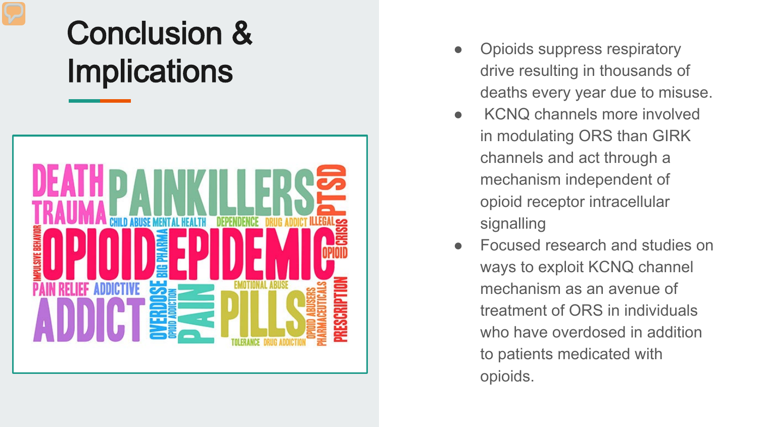# Conclusion & Implications

- Opioids suppress respiratory drive resulting in thousands of deaths every year due to misuse.
- KCNQ channels more involved in modulating ORS than GIRK channels and act through a mechanism independent of opioid receptor intracellular signalling
- Focused research and studies on ways to exploit KCNQ channel mechanism as an avenue of treatment of ORS in individuals who have overdosed in addition to patients medicated with opioids.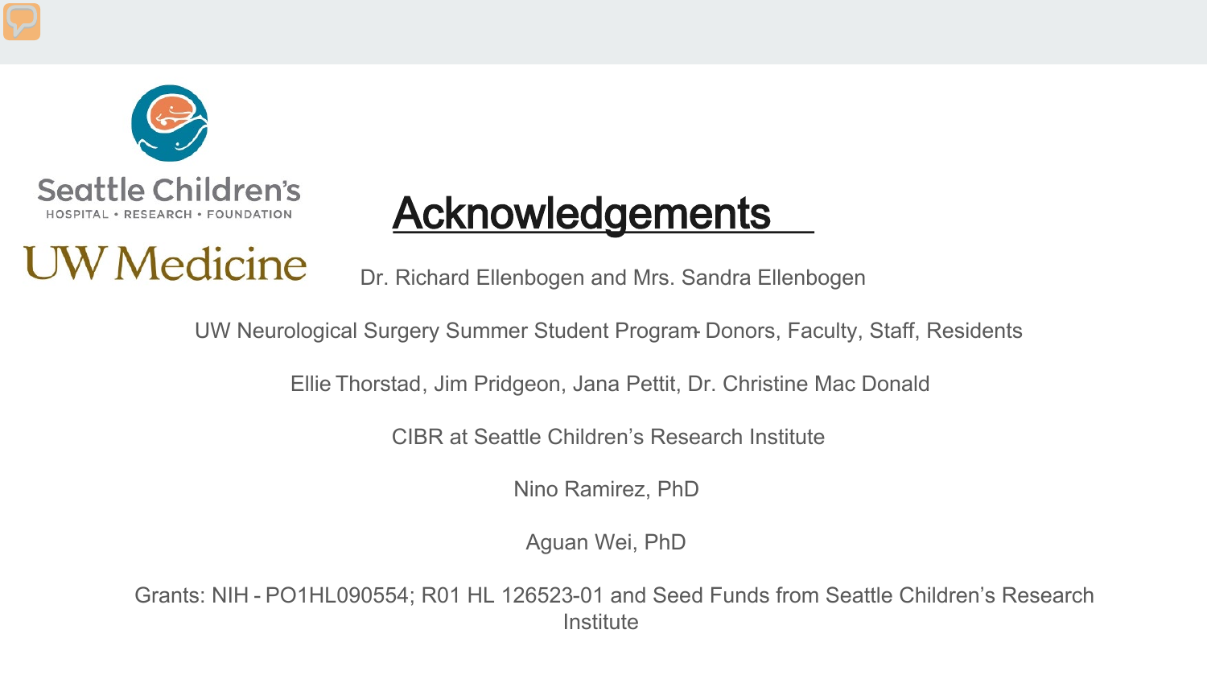# Acknowledgements

Dr. Richard Ellenbogen and Mrs. Sandra Ellenbogen

UW Neurological Surgery Summer Student Program- Donors, Faculty, Staff, Residents

Ellie Thorstad, Jim Pridgeon, Jana Pettit, Dr. Christine Mac Donald

CIBR at Seattle Children's Research Institute

Nino Ramirez, PhD

Aguan Wei, PhD

Grants: NIH - PO1HL090554; R01 HL 126523-01 and Seed Funds from Seattle Children's Research Institute